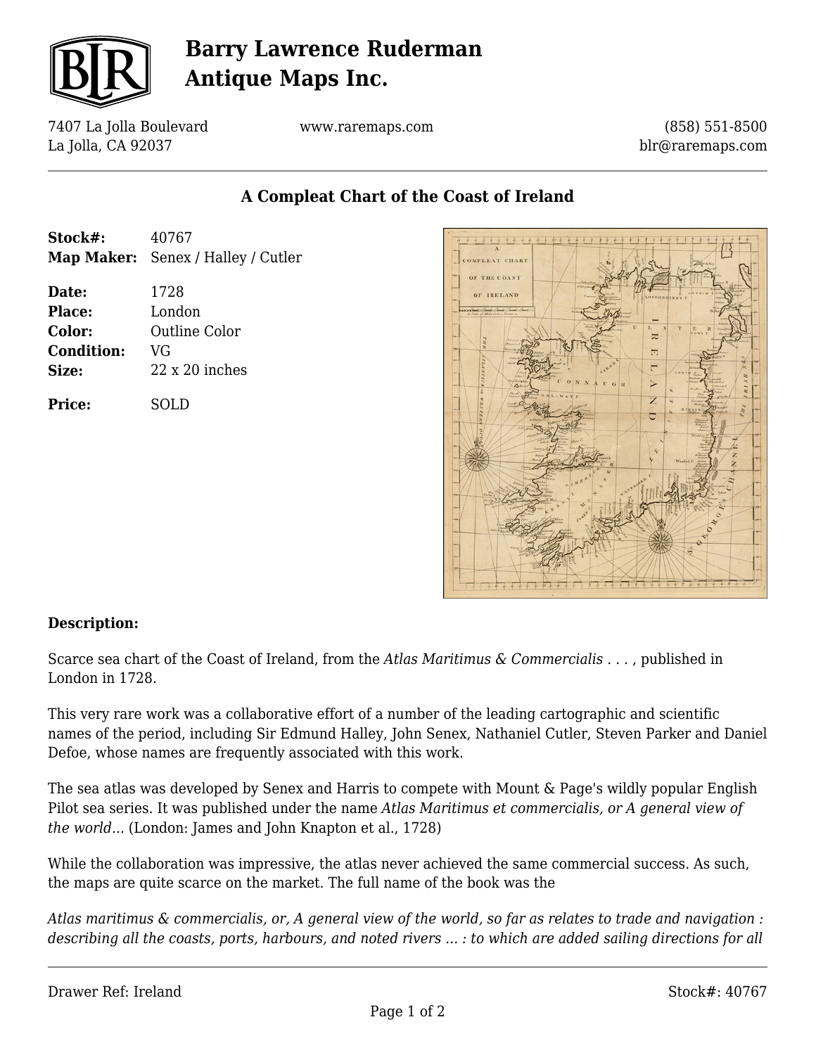# Barry Lawrence Ruderman Antique Maps Inc.

7407 La Jolla Boulevard
La Jolla, CA 92037

www.raremaps.com

(858) 551-8500
blr@raremaps.com

## A Compleat Chart of the Coast of Ireland

**Stock#:** 40767
**Map Maker:** Senex / Halley / Cutler

**Date:** 1728
**Place:** London
**Color:** Outline Color
**Condition:** VG
**Size:** 22 x 20 inches

**Price:** SOLD

### Description:

Scarce sea chart of the Coast of Ireland, from the *Atlas Maritimus & Commercialis . . .* , published in London in 1728.

This very rare work was a collaborative effort of a number of the leading cartographic and scientific names of the period, including Sir Edmund Halley, John Senex, Nathaniel Cutler, Steven Parker and Daniel Defoe, whose names are frequently associated with this work.

The sea atlas was developed by Senex and Harris to compete with Mount & Page's wildly popular English Pilot sea series. It was published under the name *Atlas Maritimus et commercialis, or A general view of the world...* (London: James and John Knapton et al., 1728)

While the collaboration was impressive, the atlas never achieved the same commercial success. As such, the maps are quite scarce on the market. The full name of the book was the

*Atlas maritimus & commercialis, or, A general view of the world, so far as relates to trade and navigation : describing all the coasts, ports, harbours, and noted rivers ... : to which are added sailing directions for all*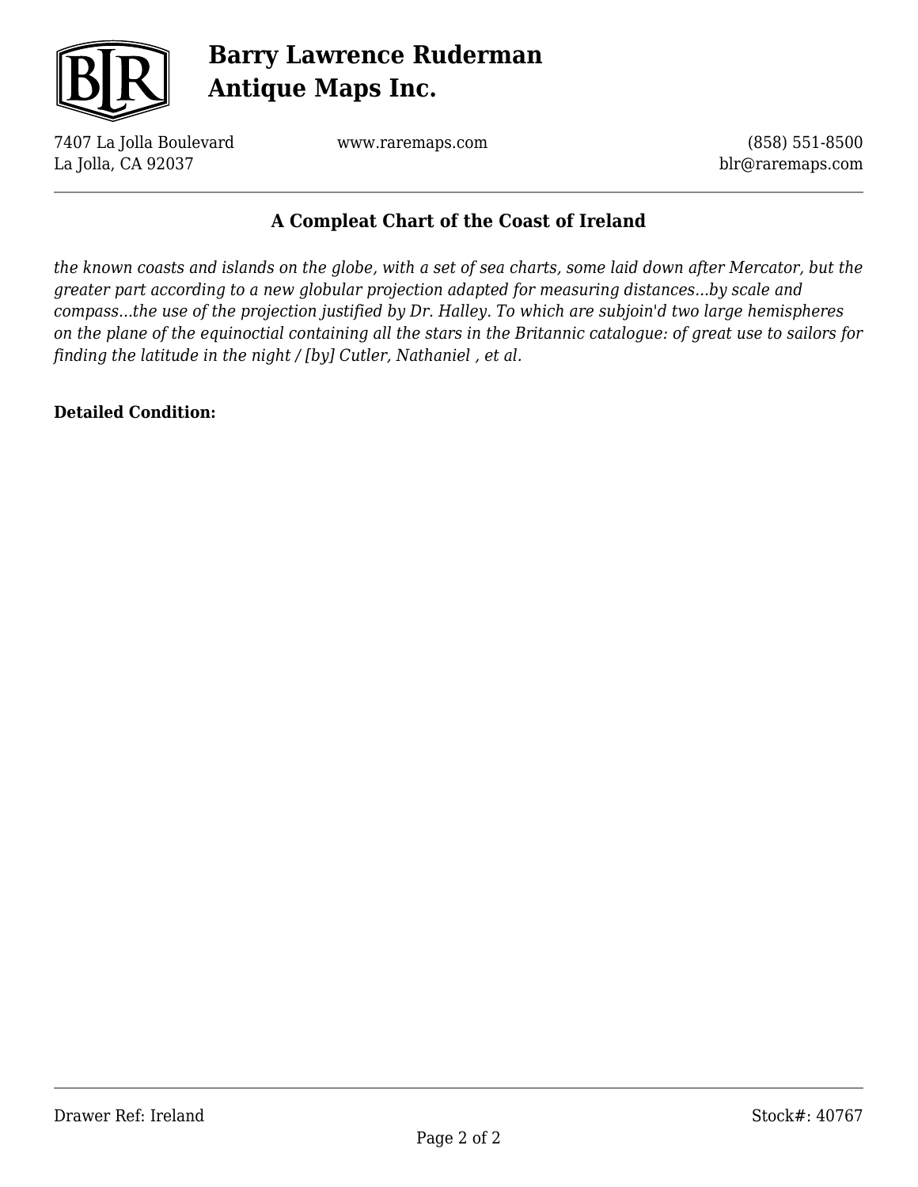# A Compleat Chart of the Coast of Ireland

*the known coasts and islands on the globe, with a set of sea charts, some laid down after Mercator, but the greater part according to a new globular projection adapted for measuring distances...by scale and compass...the use of the projection justified by Dr. Halley. To which are subjoin'd two large hemispheres on the plane of the equinoctial containing all the stars in the Britannic catalogue: of great use to sailors for finding the latitude in the night / [by] Cutler, Nathaniel , et al.*

**Detailed Condition:**

Drawer Ref: Ireland

Stock#: 40767